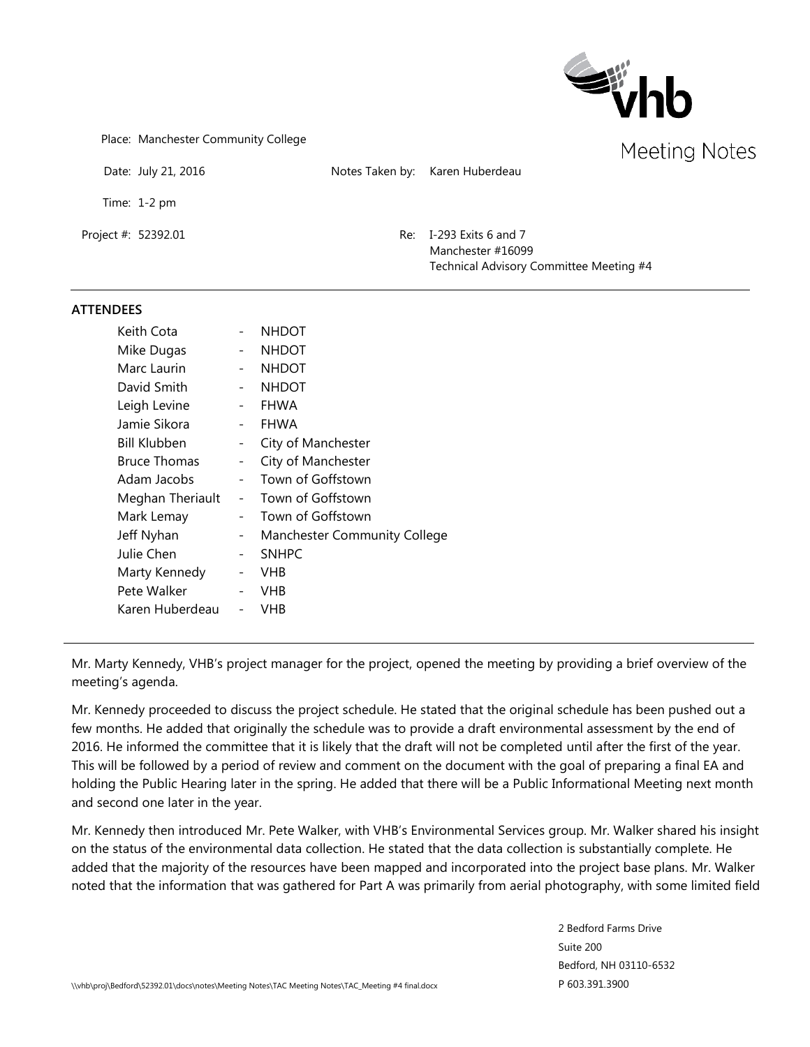# Meeting Notes

Place: Manchester Community College

Date: July 21, 2016

Notes Taken by: Karen Huberdeau

Time: 1-2 pm

Project #: 52392.01

Re: I-293 Exits 6 and 7
Manchester #16099
Technical Advisory Committee Meeting #4

---

**ATTENDEES**

| | | |
|---|---|---|
| Keith Cota | - | NHDOT |
| Mike Dugas | - | NHDOT |
| Marc Laurin | - | NHDOT |
| David Smith | - | NHDOT |
| Leigh Levine | - | FHWA |
| Jamie Sikora | - | FHWA |
| Bill Klubben | - | City of Manchester |
| Bruce Thomas | - | City of Manchester |
| Adam Jacobs | - | Town of Goffstown |
| Meghan Theriault | - | Town of Goffstown |
| Mark Lemay | - | Town of Goffstown |
| Jeff Nyhan | - | Manchester Community College |
| Julie Chen | - | SNHPC |
| Marty Kennedy | - | VHB |
| Pete Walker | - | VHB |
| Karen Huberdeau | - | VHB |

---

Mr. Marty Kennedy, VHB's project manager for the project, opened the meeting by providing a brief overview of the meeting's agenda.

Mr. Kennedy proceeded to discuss the project schedule. He stated that the original schedule has been pushed out a few months. He added that originally the schedule was to provide a draft environmental assessment by the end of 2016. He informed the committee that it is likely that the draft will not be completed until after the first of the year. This will be followed by a period of review and comment on the document with the goal of preparing a final EA and holding the Public Hearing later in the spring. He added that there will be a Public Informational Meeting next month and second one later in the year.

Mr. Kennedy then introduced Mr. Pete Walker, with VHB's Environmental Services group. Mr. Walker shared his insight on the status of the environmental data collection. He stated that the data collection is substantially complete. He added that the majority of the resources have been mapped and incorporated into the project base plans. Mr. Walker noted that the information that was gathered for Part A was primarily from aerial photography, with some limited field

2 Bedford Farms Drive
Suite 200
Bedford, NH 03110-6532
P 603.391.3900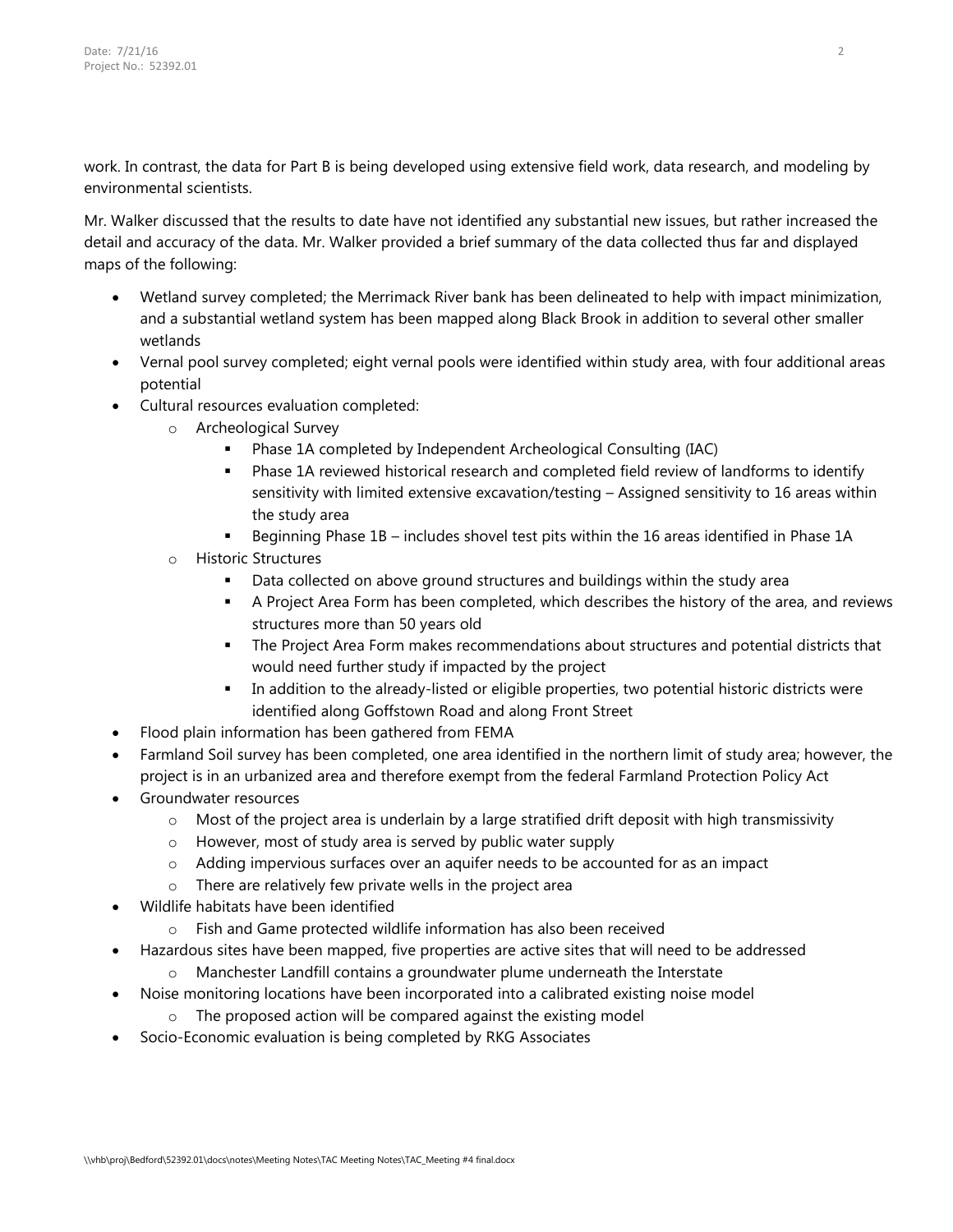work. In contrast, the data for Part B is being developed using extensive field work, data research, and modeling by environmental scientists.

Mr. Walker discussed that the results to date have not identified any substantial new issues, but rather increased the detail and accuracy of the data. Mr. Walker provided a brief summary of the data collected thus far and displayed maps of the following:

- Wetland survey completed; the Merrimack River bank has been delineated to help with impact minimization, and a substantial wetland system has been mapped along Black Brook in addition to several other smaller wetlands
- Vernal pool survey completed; eight vernal pools were identified within study area, with four additional areas potential
- Cultural resources evaluation completed:
  - Archeological Survey
    - Phase 1A completed by Independent Archeological Consulting (IAC)
    - Phase 1A reviewed historical research and completed field review of landforms to identify sensitivity with limited extensive excavation/testing – Assigned sensitivity to 16 areas within the study area
    - Beginning Phase 1B – includes shovel test pits within the 16 areas identified in Phase 1A
  - Historic Structures
    - Data collected on above ground structures and buildings within the study area
    - A Project Area Form has been completed, which describes the history of the area, and reviews structures more than 50 years old
    - The Project Area Form makes recommendations about structures and potential districts that would need further study if impacted by the project
    - In addition to the already-listed or eligible properties, two potential historic districts were identified along Goffstown Road and along Front Street
- Flood plain information has been gathered from FEMA
- Farmland Soil survey has been completed, one area identified in the northern limit of study area; however, the project is in an urbanized area and therefore exempt from the federal Farmland Protection Policy Act
- Groundwater resources
  - Most of the project area is underlain by a large stratified drift deposit with high transmissivity
  - However, most of study area is served by public water supply
  - Adding impervious surfaces over an aquifer needs to be accounted for as an impact
  - There are relatively few private wells in the project area
- Wildlife habitats have been identified
  - Fish and Game protected wildlife information has also been received
- Hazardous sites have been mapped, five properties are active sites that will need to be addressed
  - Manchester Landfill contains a groundwater plume underneath the Interstate
- Noise monitoring locations have been incorporated into a calibrated existing noise model
  - The proposed action will be compared against the existing model
- Socio-Economic evaluation is being completed by RKG Associates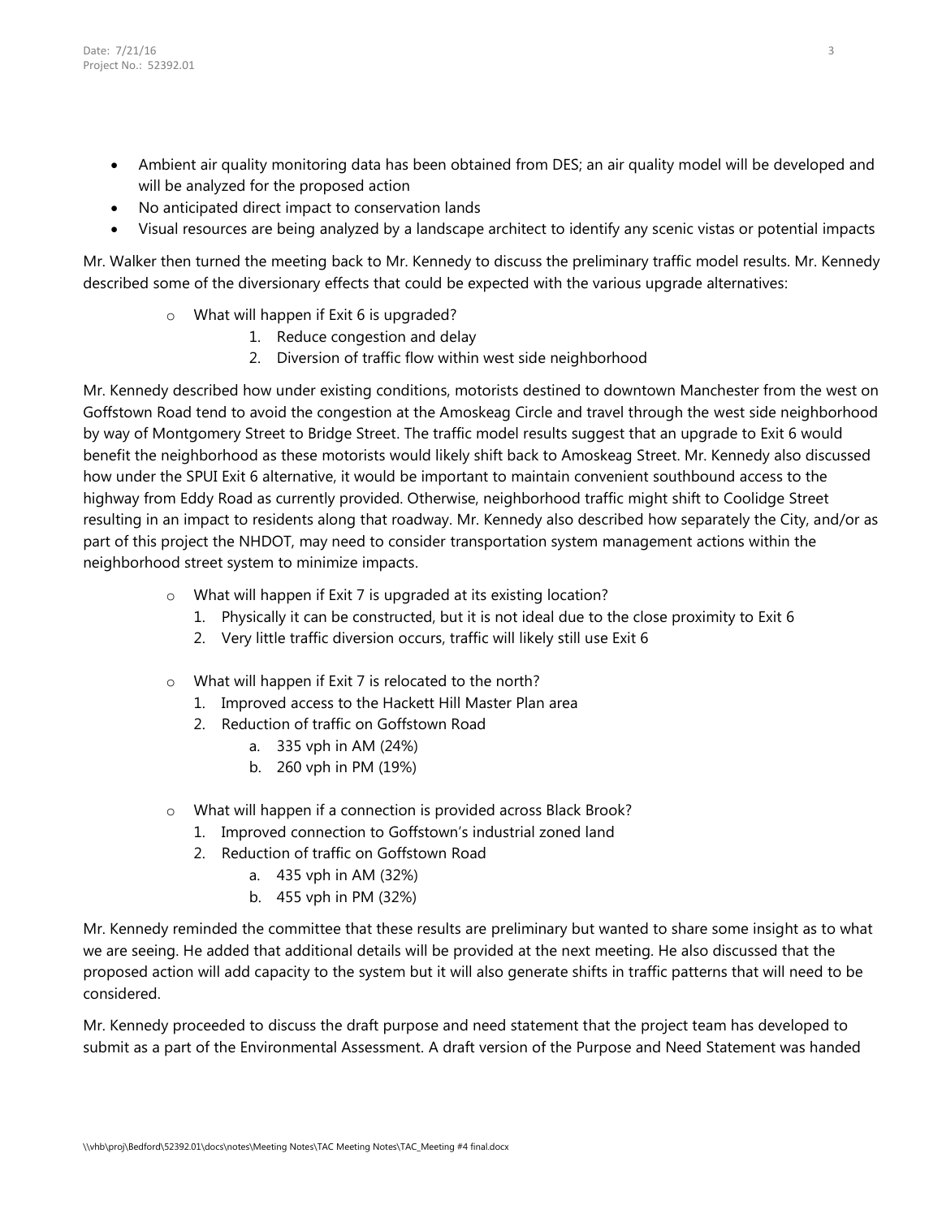- Ambient air quality monitoring data has been obtained from DES; an air quality model will be developed and will be analyzed for the proposed action
- No anticipated direct impact to conservation lands
- Visual resources are being analyzed by a landscape architect to identify any scenic vistas or potential impacts

Mr. Walker then turned the meeting back to Mr. Kennedy to discuss the preliminary traffic model results. Mr. Kennedy described some of the diversionary effects that could be expected with the various upgrade alternatives:

- What will happen if Exit 6 is upgraded?
    1. Reduce congestion and delay
    2. Diversion of traffic flow within west side neighborhood

Mr. Kennedy described how under existing conditions, motorists destined to downtown Manchester from the west on Goffstown Road tend to avoid the congestion at the Amoskeag Circle and travel through the west side neighborhood by way of Montgomery Street to Bridge Street. The traffic model results suggest that an upgrade to Exit 6 would benefit the neighborhood as these motorists would likely shift back to Amoskeag Street. Mr. Kennedy also discussed how under the SPUI Exit 6 alternative, it would be important to maintain convenient southbound access to the highway from Eddy Road as currently provided. Otherwise, neighborhood traffic might shift to Coolidge Street resulting in an impact to residents along that roadway. Mr. Kennedy also described how separately the City, and/or as part of this project the NHDOT, may need to consider transportation system management actions within the neighborhood street system to minimize impacts.

- What will happen if Exit 7 is upgraded at its existing location?
    1. Physically it can be constructed, but it is not ideal due to the close proximity to Exit 6
    2. Very little traffic diversion occurs, traffic will likely still use Exit 6

- What will happen if Exit 7 is relocated to the north?
    1. Improved access to the Hackett Hill Master Plan area
    2. Reduction of traffic on Goffstown Road
        a. 335 vph in AM (24%)
        b. 260 vph in PM (19%)

- What will happen if a connection is provided across Black Brook?
    1. Improved connection to Goffstown's industrial zoned land
    2. Reduction of traffic on Goffstown Road
        a. 435 vph in AM (32%)
        b. 455 vph in PM (32%)

Mr. Kennedy reminded the committee that these results are preliminary but wanted to share some insight as to what we are seeing. He added that additional details will be provided at the next meeting. He also discussed that the proposed action will add capacity to the system but it will also generate shifts in traffic patterns that will need to be considered.

Mr. Kennedy proceeded to discuss the draft purpose and need statement that the project team has developed to submit as a part of the Environmental Assessment. A draft version of the Purpose and Need Statement was handed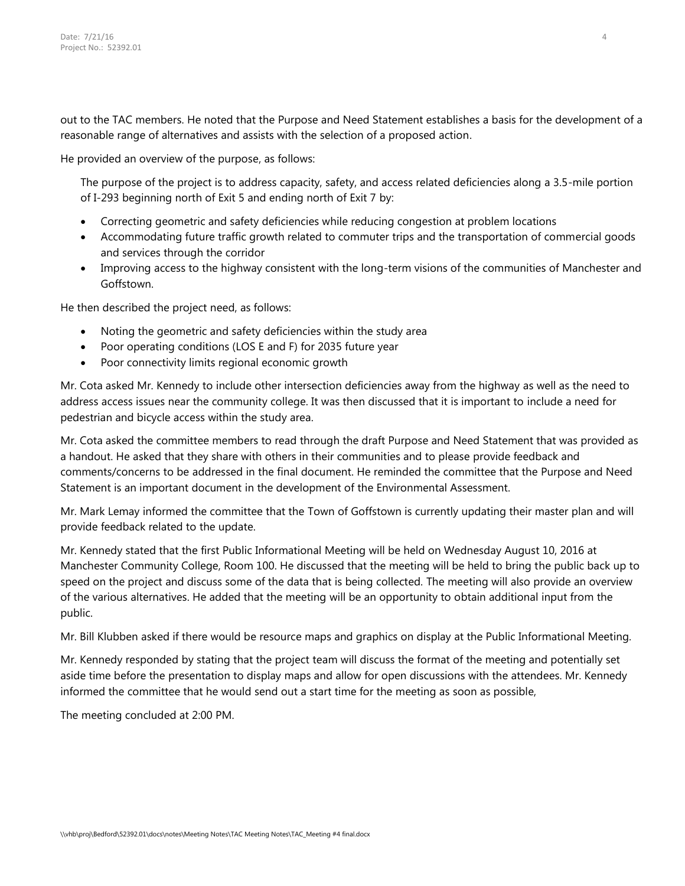out to the TAC members. He noted that the Purpose and Need Statement establishes a basis for the development of a reasonable range of alternatives and assists with the selection of a proposed action.

He provided an overview of the purpose, as follows:

> The purpose of the project is to address capacity, safety, and access related deficiencies along a 3.5-mile portion of I-293 beginning north of Exit 5 and ending north of Exit 7 by:
>
> - Correcting geometric and safety deficiencies while reducing congestion at problem locations
> - Accommodating future traffic growth related to commuter trips and the transportation of commercial goods and services through the corridor
> - Improving access to the highway consistent with the long-term visions of the communities of Manchester and Goffstown.

He then described the project need, as follows:

- Noting the geometric and safety deficiencies within the study area
- Poor operating conditions (LOS E and F) for 2035 future year
- Poor connectivity limits regional economic growth

Mr. Cota asked Mr. Kennedy to include other intersection deficiencies away from the highway as well as the need to address access issues near the community college. It was then discussed that it is important to include a need for pedestrian and bicycle access within the study area.

Mr. Cota asked the committee members to read through the draft Purpose and Need Statement that was provided as a handout. He asked that they share with others in their communities and to please provide feedback and comments/concerns to be addressed in the final document. He reminded the committee that the Purpose and Need Statement is an important document in the development of the Environmental Assessment.

Mr. Mark Lemay informed the committee that the Town of Goffstown is currently updating their master plan and will provide feedback related to the update.

Mr. Kennedy stated that the first Public Informational Meeting will be held on Wednesday August 10, 2016 at Manchester Community College, Room 100. He discussed that the meeting will be held to bring the public back up to speed on the project and discuss some of the data that is being collected. The meeting will also provide an overview of the various alternatives. He added that the meeting will be an opportunity to obtain additional input from the public.

Mr. Bill Klubben asked if there would be resource maps and graphics on display at the Public Informational Meeting.

Mr. Kennedy responded by stating that the project team will discuss the format of the meeting and potentially set aside time before the presentation to display maps and allow for open discussions with the attendees. Mr. Kennedy informed the committee that he would send out a start time for the meeting as soon as possible,

The meeting concluded at 2:00 PM.